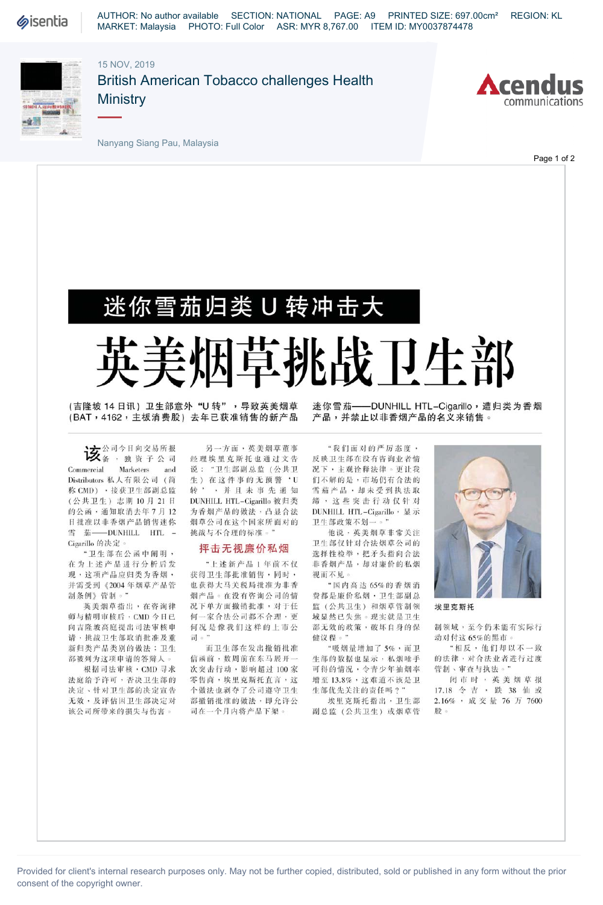15 NOV, 2019

# British American Tobacco challenges Health Ministry

Nanyang Siang Pau, Malaysia

## 迷你雪茄归类 U 转冲击大

# 英美烟草挑战卫生部

**（吉隆坡 14 日讯）卫生部意外"U 转"，导致英美烟草（BAT，4162，主板消费股）去年已获准销售的新产品迷你雪茄——DUNHILL HTL-Cigarillo，遭归类为香烟产品，并禁止以非香烟产品的名义来销售。**

该公司今日向交易所报备，独资子公司 Commercial Marketers and Distributors 私人有限公司（简称 CMD），接获卫生部副总监（公共卫生）志期 10 月 21 日的公函，通知取消去年 7 月 12 日批准以非香烟产品销售迷你雪茄——DUNHILL HTL – Cigarillo 的决定。

"卫生部在公函中阐明，在为上述产品进行分析后发现，这项产品应归类为香烟，并需受到《2004 年烟草产品管制条例》管制。"

英美烟草指出，在咨询律师与精明审核后，CMD 今日已向吉隆坡高庭提出司法审核申请，挑战卫生部取消批准及重新归类产品类别的做法；卫生部被列为这项申请的答辩人。

根据司法审核，CMD 寻求法庭给予许可，否决卫生部的决定、针对卫生部的决定宣告无效，及评估因卫生部决定对该公司所带来的损失与伤害。

另一方面，英美烟草董事经理埃里克斯托也通过文告说："卫生部副总监（公共卫生）在没有作的无预警'U 转'，并且未事先通知 DUNHILL HTL-Cigarillo 被归类为香烟产品的做法，凸显合法烟草公司在这个国家所面对的挑战与不合理的标准。"

### 抨击无视廉价私烟

"上述新产品 1 年前不仅获得卫生部批准销售，同时，也获得大马关税局批准为非香烟产品。在没有咨询公司的情况下单方面撤销批准，对于任何一家合法公司都不合理，更何况是像我们这样的上市公司。"

而卫生部在发出撤销批准信函前，数周前在东马展开一次突击行动，影响超过 100 家零售商，埃里克斯托直言，这个做法也剥夺了公司遵守卫生部撤销批准的做法，即允许公司在一个月内将产品下架。

"我们面对的严厉态度，反映卫生部在没有咨询业者情况下，主观诠释法律。更让我们不解的是，市场仍有合法的雪茄产品，却未受到执法取缔，这些突击行动仅针对 DUNHILL HTL-Cigarillo，显示卫生部政策不划一。"

他说，英美烟草非常关注卫生部仅针对合法烟草公司的选择性检举，把矛头指向合法非香烟产品，却对廉价的私烟视而不见。

"国内高达 65% 的香烟消费都是廉价私烟，卫生部副总监（公共卫生）和烟草管制领域显然已失焦。现实就是卫生部无效的政策，破坏自身的保健议程。"

"吸烟量增加了 5%，而卫生部的数据也显示，私烟唾手可得的情况，令青少年抽烟率增至 13.8%，这难道不该是卫生部优先关注的责任吗？"

埃里克斯托指出，卫生部副总监（公共卫生）或烟草管制领域，至今仍未能有实际行动对付这 65% 的黑市。

"相反，他们却以不一致的法律，对合法业者进行过度管制、审查与执法。"

闭市时，英美烟草报 17.18 令吉，跌 38 仙或 2.16%，成交量 76 万 7600 股。

埃里克斯托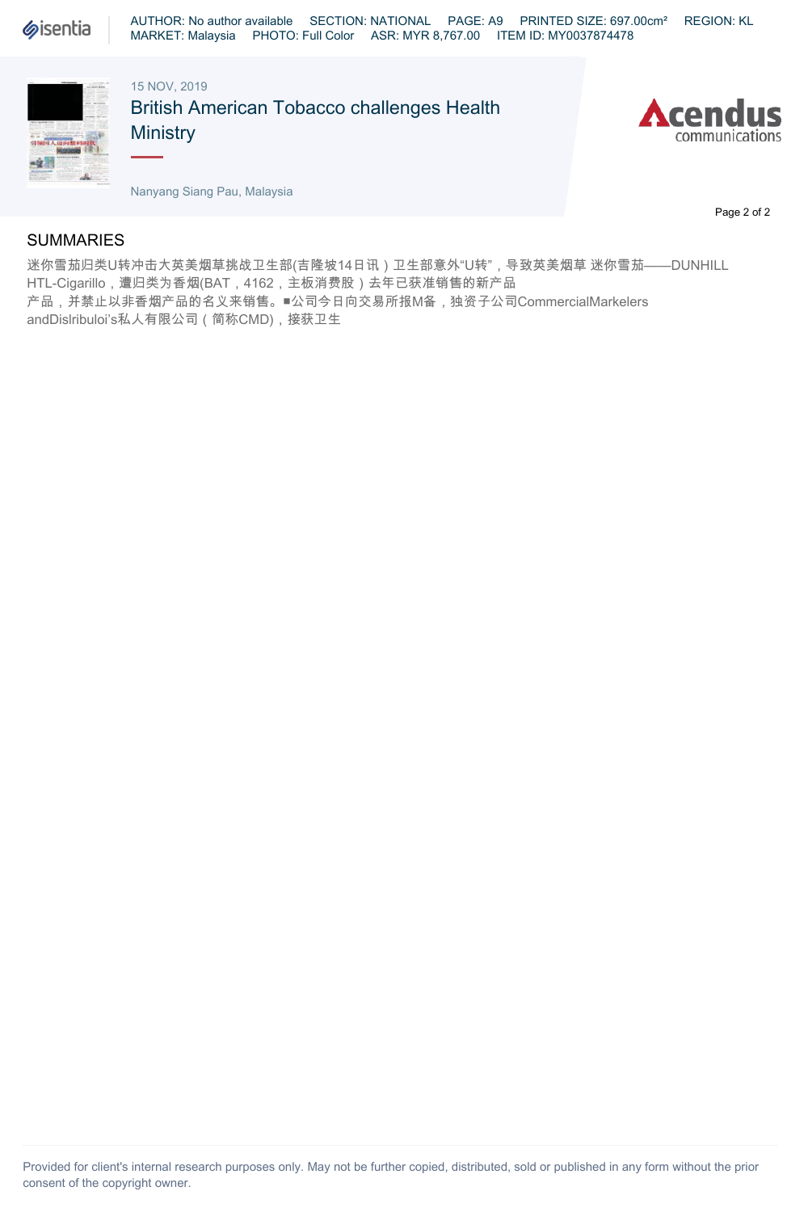15 NOV, 2019

# British American Tobacco challenges Health Ministry

Nanyang Siang Pau, Malaysia

AUTHOR: No available SECTION: NATIONAL PAGE: A9 PRINTED SIZE: 697.00cm² REGION: KL MARKET: Malaysia PHOTO: Full Color ASR: MYR 8,767.00 ITEM ID: MY0037874478

## SUMMARIES

迷你雪茄归类U转冲击大英美烟草挑战卫生部(吉隆坡14日讯）卫生部意外"U转"，导致英美烟草 迷你雪茄——DUNHILL HTL-Cigarillo，遭归类为香烟(BAT，4162，主板消费股）去年已获准销售的新产品
产品，并禁止以非香烟产品的名义来销售。■公司今日向交易所报M备，独资子公司CommercialMarkelers andDislributoi's私人有限公司（简称CMD)，接获卫生

Provided for client's internal research purposes only. May not be further copied, distributed, sold or published in any form without the prior consent of the copyright owner.